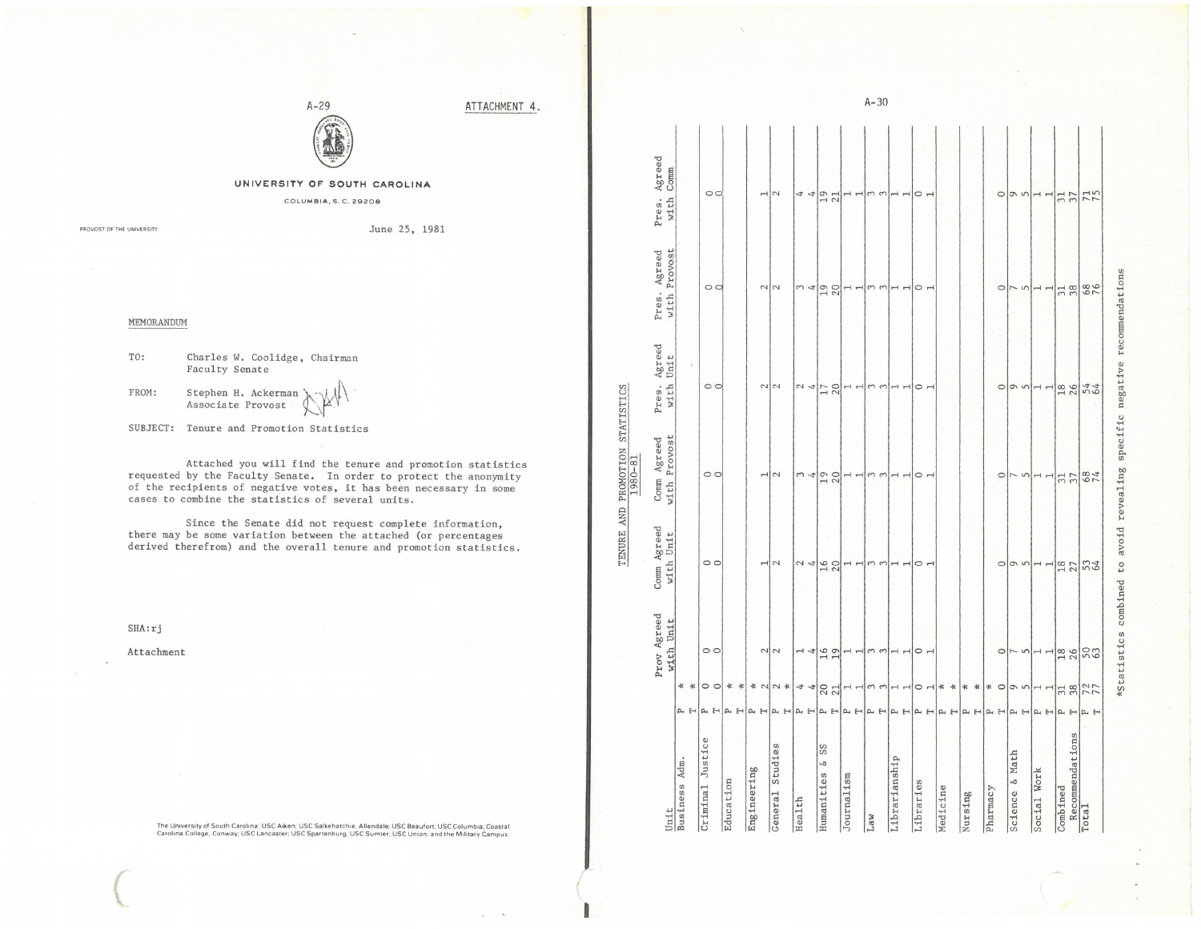ATTACHMENT 4.

**UNIVERSITY OF SOUTH CAROLINA**

COLUMBIA, S. C. 29208

PROVOST OF THE UNIVERSITY

June 25, 1981

MEMORANDUM

TO: Charles W. Coolidge, Chairman
Faculty Senate

FROM: Stephen H. Ackerman
Associate Provost

SUBJECT: Tenure and Promotion Statistics

Attached you will find the tenure and promotion statistics requested by the Faculty Senate. In order to protect the anonymity of the recipients of negative votes, it has been necessary in some cases to combine the statistics of several units.

Since the Senate did not request complete information, there may be some variation between the attached (or percentages derived therefrom) and the overall tenure and promotion statistics.

SHA:rj

Attachment

The University of South Carolina: USC Aiken; USC Salkehatchie, Allendale; USC Beaufort; USC Columbia; Coastal Carolina College, Conway; USC Lancaster; USC Spartanburg; USC Sumter; USC Union; and the Military Campus.

## TENURE AND PROMOTION STATISTICS 1980-81

| Unit | | | Prov Agreed with Unit | Comm Agreed with Unit | Comm Agreed with Provost | Pres. Agreed with Unit | Pres. Agreed with Provost | Pres. Agreed with Comm |
|---|---|---|---|---|---|---|---|---|
| Business Adm. | P | * | | | | | | |
| | T | * | | | | | | |
| Criminal Justice | P | 0 | 0 | 0 | 0 | 0 | 0 | 0 |
| | T | 0 | 0 | 0 | 0 | 0 | 0 | 0 |
| Education | P | * | | | | | | |
| | T | * | | | | | | |
| Engineering | P | * | | | | | | |
| | T | 2 | 2 | 1 | 1 | 2 | 2 | 1 |
| General Studies | P | 2 | 2 | 2 | 2 | 2 | 2 | 2 |
| | T | * | | | | | | |
| Health | P | 4 | 1 | 2 | 3 | 2 | 3 | 4 |
| | T | 4 | 4 | 4 | 4 | 4 | 4 | 4 |
| Humanities & SS | P | 20 | 16 | 16 | 19 | 17 | 19 | 19 |
| | T | 21 | 19 | 20 | 20 | 20 | 20 | 21 |
| Journalism | P | 1 | 1 | 1 | 1 | 1 | 1 | 1 |
| | T | 1 | 1 | 1 | 1 | 1 | 1 | 1 |
| Law | P | 3 | 3 | 3 | 3 | 3 | 3 | 3 |
| | T | 3 | 3 | 3 | 3 | 3 | 3 | 3 |
| Librarianship | P | 1 | 1 | 1 | 1 | 1 | 1 | 1 |
| | T | 1 | 1 | 1 | 1 | 1 | 1 | 1 |
| Libraries | P | 0 | 0 | 0 | 0 | 0 | 0 | 0 |
| | T | 1 | 1 | 1 | 1 | 1 | 1 | 1 |
| Medicine | P | * | | | | | | |
| | T | * | | | | | | |
| Nursing | P | * | | | | | | |
| | T | * | | | | | | |
| Pharmacy | P | * | | | | | | |
| | T | 0 | 0 | 0 | 0 | 0 | 0 | 0 |
| Science & Math | P | 9 | 7 | 9 | 7 | 9 | 7 | 9 |
| | T | 5 | 5 | 5 | 5 | 5 | 5 | 5 |
| Social Work | P | 1 | 1 | 1 | 1 | 1 | 1 | 1 |
| | T | 1 | 1 | 1 | 1 | 1 | 1 | 1 |
| Combined Recommendations | P | 31 | 18 | 18 | 31 | 18 | 31 | 31 |
| | T | 38 | 26 | 27 | 37 | 26 | 38 | 37 |
| Total | P | 72 | 50 | 53 | 68 | 54 | 68 | 71 |
| | T | 77 | 63 | 64 | 74 | 64 | 76 | 75 |

*Statistics combined to avoid revealing specific negative recommendations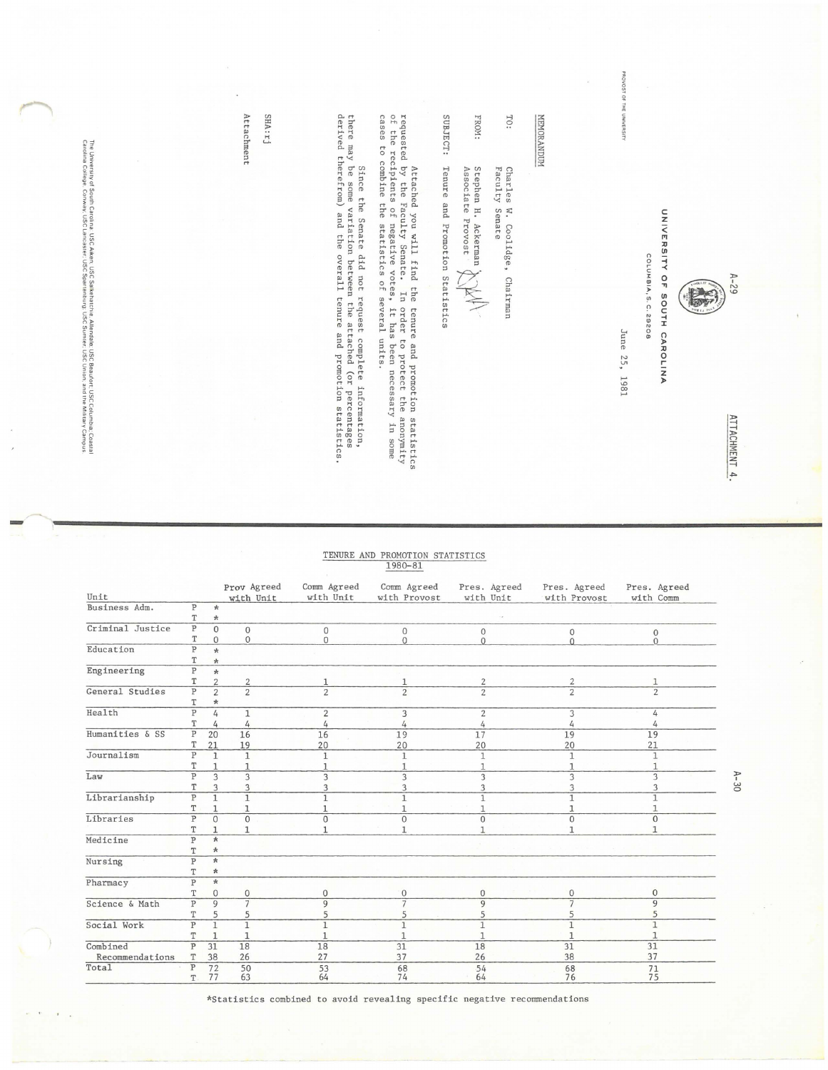ATTACHMENT 4.

UNIVERSITY OF SOUTH CAROLINA
COLUMBIA, S. C. 29208

PROVOST OF THE UNIVERSITY

June 25, 1981

MEMORANDUM

TO: Charles W. Coolidge, Chairman
Faculty Senate

FROM: Stephen H. Ackerman
Associate Provost

SUBJECT: Tenure and Promotion Statistics

Attached you will find the tenure and promotion statistics requested by the Faculty Senate. In order to protect the anonymity of the recipients of negative votes, it has been necessary in some cases to combine the statistics of several units.

Since the Senate did not request complete information, there may be some variation between the attached (or percentages derived therefrom) and the overall tenure and promotion statistics.

SHA:rj

Attachment

The University of South Carolina: USC Aiken, USC Salkehatchie, Allendale; USC Beaufort; USC Columbia; Coastal Carolina College, Conway; USC Lancaster; USC Spartanburg; USC Sumter; USC Union; and the Military Campus

## TENURE AND PROMOTION STATISTICS
## 1980-81

| Unit | | | Prov Agreed with Unit | Comm Agreed with Unit | Comm Agreed with Provost | Pres. Agreed with Unit | Pres. Agreed with Provost | Pres. Agreed with Comm |
|---|---|---|---|---|---|---|---|---|
| Business Adm. | P | * | | | | | | |
| | T | * | | | | | | |
| Criminal Justice | P | 0 | 0 | 0 | 0 | 0 | 0 | 0 |
| | T | 0 | 0 | 0 | 0 | 0 | 0 | 0 |
| Education | P | * | | | | | | |
| | T | * | | | | | | |
| Engineering | P | * | | | | | | |
| | T | 2 | 2 | 1 | 1 | 2 | 2 | 1 |
| General Studies | P | 2 | 2 | 2 | 2 | 2 | 2 | 2 |
| | T | * | | | | | | |
| Health | P | 4 | 1 | 2 | 3 | 2 | 3 | 4 |
| | T | 4 | 4 | 4 | 4 | 4 | 4 | 4 |
| Humanities & SS | P | 20 | 16 | 16 | 19 | 17 | 19 | 19 |
| | T | 21 | 19 | 20 | 20 | 20 | 20 | 21 |
| Journalism | P | 1 | 1 | 1 | 1 | 1 | 1 | 1 |
| | T | 1 | 1 | 1 | 1 | 1 | 1 | 1 |
| Law | P | 3 | 3 | 3 | 3 | 3 | 3 | 3 |
| | T | 3 | 3 | 3 | 3 | 3 | 3 | 3 |
| Librarianship | P | 1 | 1 | 1 | 1 | 1 | 1 | 1 |
| | T | 1 | 1 | 1 | 1 | 1 | 1 | 1 |
| Libraries | P | 0 | 0 | 0 | 0 | 0 | 0 | 0 |
| | T | 1 | 1 | 1 | 1 | 1 | 1 | 1 |
| Medicine | P | * | | | | | | |
| | T | * | | | | | | |
| Nursing | P | * | | | | | | |
| | T | * | | | | | | |
| Pharmacy | P | * | | | | | | |
| | T | 0 | 0 | 0 | 0 | 0 | 0 | 0 |
| Science & Math | P | 9 | 7 | 9 | 7 | 9 | 7 | 9 |
| | T | 5 | 5 | 5 | 5 | 5 | 5 | 5 |
| Social Work | P | 1 | 1 | 1 | 1 | 1 | 1 | 1 |
| | T | 1 | 1 | 1 | 1 | 1 | 1 | 1 |
| Combined Recommendations | P | 31 | 18 | 18 | 31 | 18 | 31 | 31 |
| | T | 38 | 26 | 27 | 37 | 26 | 38 | 37 |
| Total | P | 72 | 50 | 53 | 68 | 54 | 68 | 71 |
| | T | 77 | 63 | 64 | 74 | 64 | 76 | 75 |

*Statistics combined to avoid revealing specific negative recommendations